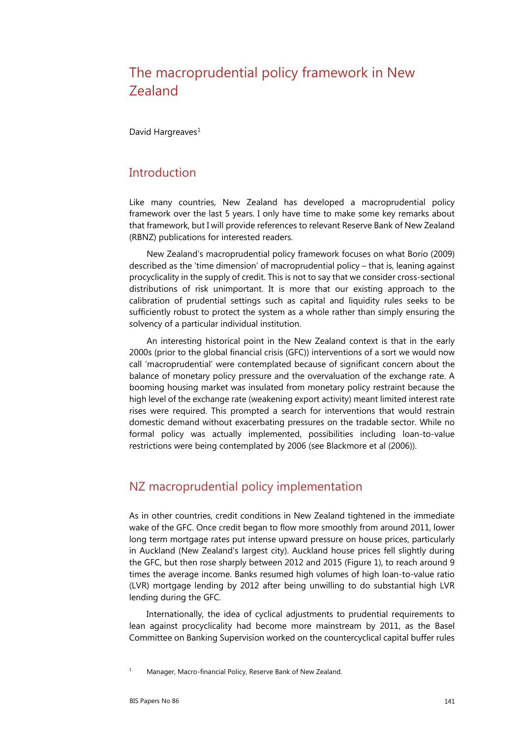# The macroprudential policy framework in New Zealand

David Hargreaves[1]

## Introduction

Like many countries, New Zealand has developed a macroprudential policy framework over the last 5 years. I only have time to make some key remarks about that framework, but I will provide references to relevant Reserve Bank of New Zealand (RBNZ) publications for interested readers.

New Zealand's macroprudential policy framework focuses on what Borio (2009) described as the 'time dimension' of macroprudential policy – that is, leaning against procyclicality in the supply of credit. This is not to say that we consider cross-sectional distributions of risk unimportant. It is more that our existing approach to the calibration of prudential settings such as capital and liquidity rules seeks to be sufficiently robust to protect the system as a whole rather than simply ensuring the solvency of a particular individual institution.

An interesting historical point in the New Zealand context is that in the early 2000s (prior to the global financial crisis (GFC)) interventions of a sort we would now call 'macroprudential' were contemplated because of significant concern about the balance of monetary policy pressure and the overvaluation of the exchange rate. A booming housing market was insulated from monetary policy restraint because the high level of the exchange rate (weakening export activity) meant limited interest rate rises were required. This prompted a search for interventions that would restrain domestic demand without exacerbating pressures on the tradable sector. While no formal policy was actually implemented, possibilities including loan-to-value restrictions were being contemplated by 2006 (see Blackmore et al (2006)).

## NZ macroprudential policy implementation

As in other countries, credit conditions in New Zealand tightened in the immediate wake of the GFC. Once credit began to flow more smoothly from around 2011, lower long term mortgage rates put intense upward pressure on house prices, particularly in Auckland (New Zealand's largest city). Auckland house prices fell slightly during the GFC, but then rose sharply between 2012 and 2015 (Figure 1), to reach around 9 times the average income. Banks resumed high volumes of high loan-to-value ratio (LVR) mortgage lending by 2012 after being unwilling to do substantial high LVR lending during the GFC.

Internationally, the idea of cyclical adjustments to prudential requirements to lean against procyclicality had become more mainstream by 2011, as the Basel Committee on Banking Supervision worked on the countercyclical capital buffer rules

[1] Manager, Macro-financial Policy, Reserve Bank of New Zealand.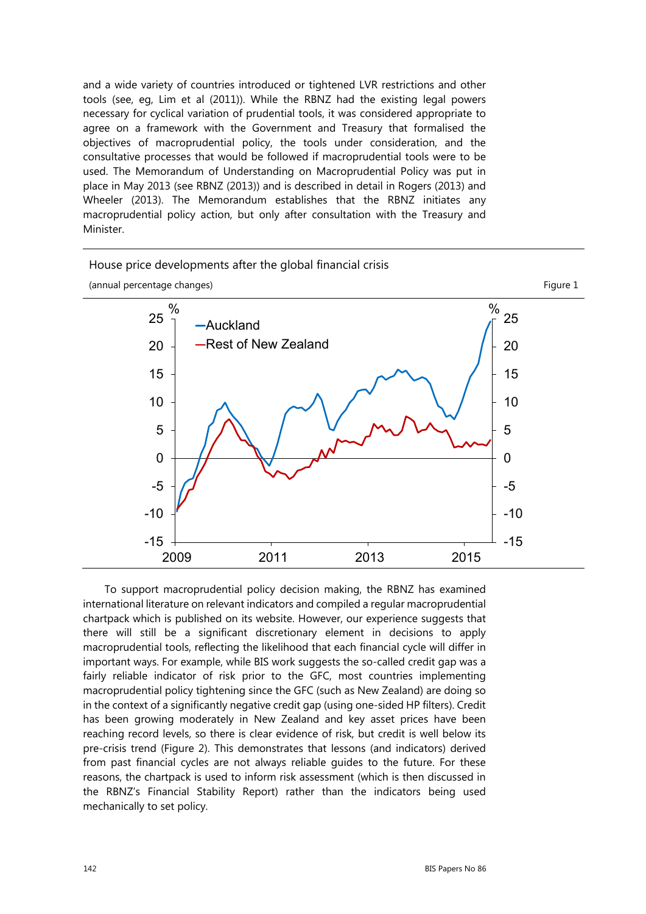and a wide variety of countries introduced or tightened LVR restrictions and other tools (see, eg, Lim et al (2011)). While the RBNZ had the existing legal powers necessary for cyclical variation of prudential tools, it was considered appropriate to agree on a framework with the Government and Treasury that formalised the objectives of macroprudential policy, the tools under consideration, and the consultative processes that would be followed if macroprudential tools were to be used. The Memorandum of Understanding on Macroprudential Policy was put in place in May 2013 (see RBNZ (2013)) and is described in detail in Rogers (2013) and Wheeler (2013). The Memorandum establishes that the RBNZ initiates any macroprudential policy action, but only after consultation with the Treasury and Minister.

House price developments after the global financial crisis

(annual percentage changes)

Figure 1

%
25
20
15
10
5
0
-5
-10
-15

Auckland
Rest of New Zealand

2009
2011
2013
2015

To support macroprudential policy decision making, the RBNZ has examined international literature on relevant indicators and compiled a regular macroprudential chartpack which is published on its website. However, our experience suggests that there will still be a significant discretionary element in decisions to apply macroprudential tools, reflecting the likelihood that each financial cycle will differ in important ways. For example, while BIS work suggests the so-called credit gap was a fairly reliable indicator of risk prior to the GFC, most countries implementing macroprudential policy tightening since the GFC (such as New Zealand) are doing so in the context of a significantly negative credit gap (using one-sided HP filters). Credit has been growing moderately in New Zealand and key asset prices have been reaching record levels, so there is clear evidence of risk, but credit is well below its pre-crisis trend (Figure 2). This demonstrates that lessons (and indicators) derived from past financial cycles are not always reliable guides to the future. For these reasons, the chartpack is used to inform risk assessment (which is then discussed in the RBNZ's Financial Stability Report) rather than the indicators being used mechanically to set policy.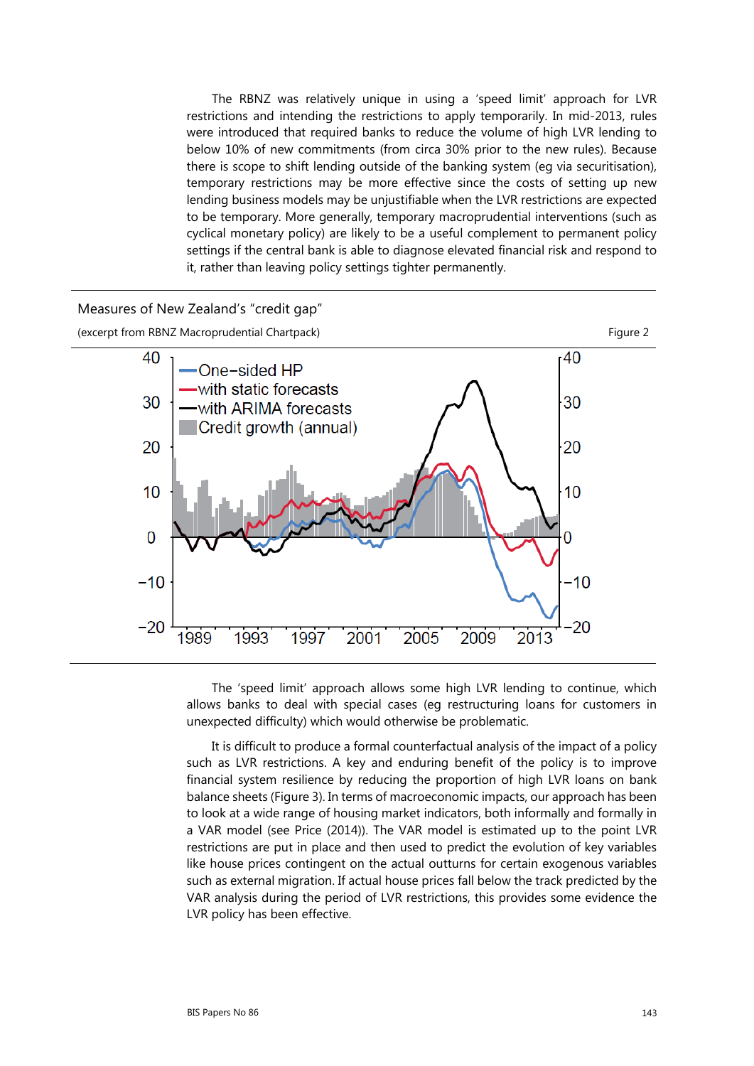The RBNZ was relatively unique in using a 'speed limit' approach for LVR restrictions and intending the restrictions to apply temporarily. In mid-2013, rules were introduced that required banks to reduce the volume of high LVR lending to below 10% of new commitments (from circa 30% prior to the new rules). Because there is scope to shift lending outside of the banking system (eg via securitisation), temporary restrictions may be more effective since the costs of setting up new lending business models may be unjustifiable when the LVR restrictions are expected to be temporary. More generally, temporary macroprudential interventions (such as cyclical monetary policy) are likely to be a useful complement to permanent policy settings if the central bank is able to diagnose elevated financial risk and respond to it, rather than leaving policy settings tighter permanently.

Measures of New Zealand's "credit gap"

(excerpt from RBNZ Macroprudential Chartpack)

Figure 2

One–sided HP
with static forecasts
with ARIMA forecasts
Credit growth (annual)

40
30
20
10
0
−10
−20

1989
1993
1997
2001
2005
2009
2013

The 'speed limit' approach allows some high LVR lending to continue, which allows banks to deal with special cases (eg restructuring loans for customers in unexpected difficulty) which would otherwise be problematic.

It is difficult to produce a formal counterfactual analysis of the impact of a policy such as LVR restrictions. A key and enduring benefit of the policy is to improve financial system resilience by reducing the proportion of high LVR loans on bank balance sheets (Figure 3). In terms of macroeconomic impacts, our approach has been to look at a wide range of housing market indicators, both informally and formally in a VAR model (see Price (2014)). The VAR model is estimated up to the point LVR restrictions are put in place and then used to predict the evolution of key variables like house prices contingent on the actual outturns for certain exogenous variables such as external migration. If actual house prices fall below the track predicted by the VAR analysis during the period of LVR restrictions, this provides some evidence the LVR policy has been effective.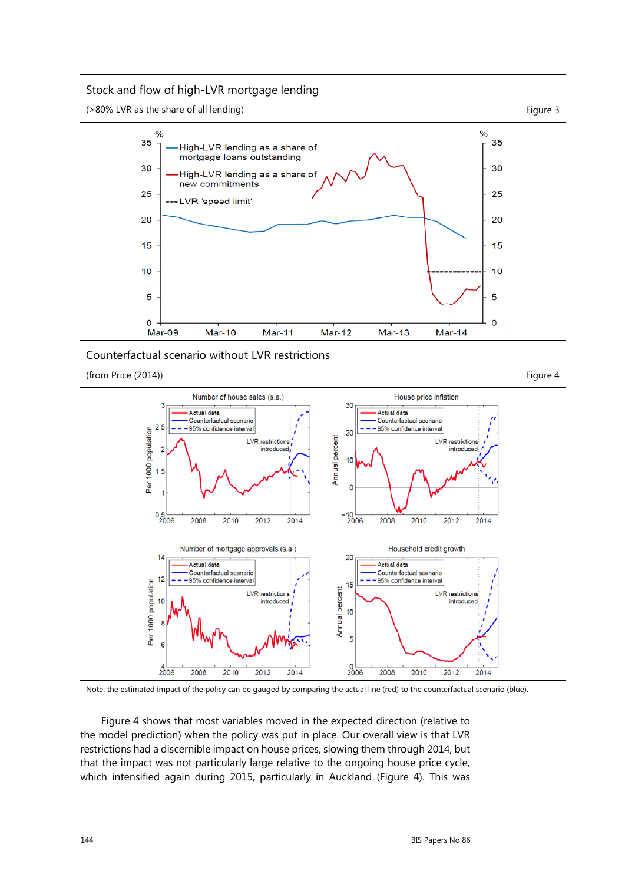Stock and flow of high-LVR mortgage lending

(>80% LVR as the share of all lending)

Figure 3

Counterfactual scenario without LVR restrictions

(from Price (2014))

Figure 4

Note: the estimated impact of the policy can be gauged by comparing the actual line (red) to the counterfactual scenario (blue).

Figure 4 shows that most variables moved in the expected direction (relative to the model prediction) when the policy was put in place. Our overall view is that LVR restrictions had a discernible impact on house prices, slowing them through 2014, but that the impact was not particularly large relative to the ongoing house price cycle, which intensified again during 2015, particularly in Auckland (Figure 4). This was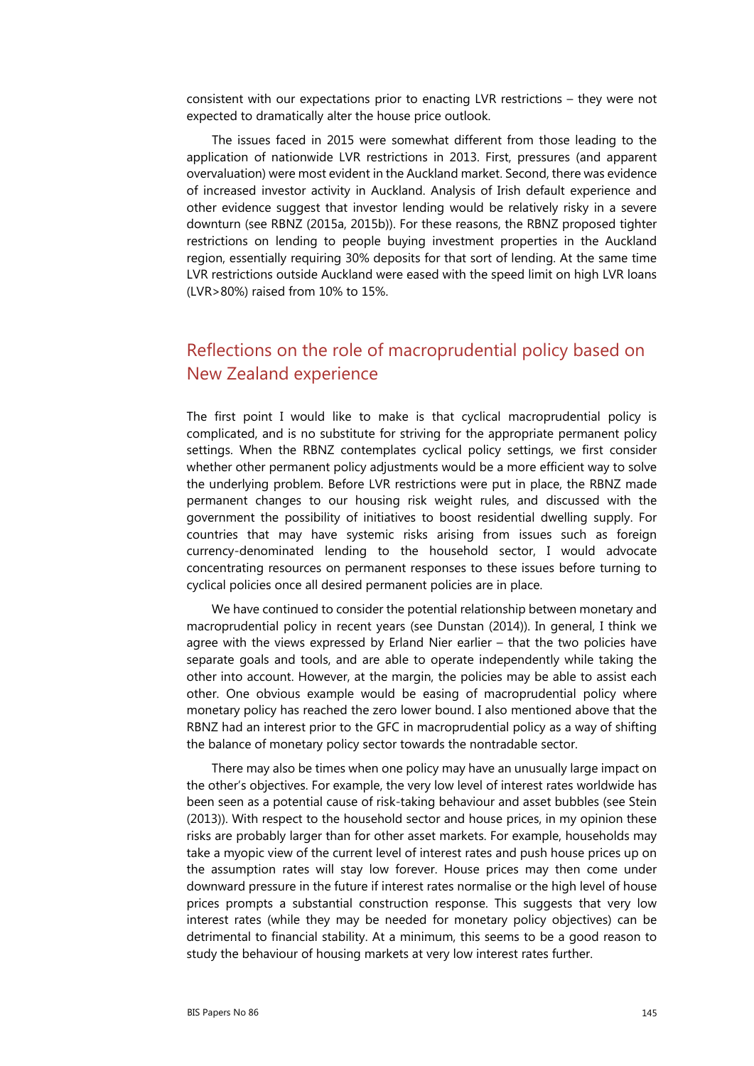consistent with our expectations prior to enacting LVR restrictions – they were not expected to dramatically alter the house price outlook.

The issues faced in 2015 were somewhat different from those leading to the application of nationwide LVR restrictions in 2013. First, pressures (and apparent overvaluation) were most evident in the Auckland market. Second, there was evidence of increased investor activity in Auckland. Analysis of Irish default experience and other evidence suggest that investor lending would be relatively risky in a severe downturn (see RBNZ (2015a, 2015b)). For these reasons, the RBNZ proposed tighter restrictions on lending to people buying investment properties in the Auckland region, essentially requiring 30% deposits for that sort of lending. At the same time LVR restrictions outside Auckland were eased with the speed limit on high LVR loans (LVR>80%) raised from 10% to 15%.

## Reflections on the role of macroprudential policy based on New Zealand experience

The first point I would like to make is that cyclical macroprudential policy is complicated, and is no substitute for striving for the appropriate permanent policy settings. When the RBNZ contemplates cyclical policy settings, we first consider whether other permanent policy adjustments would be a more efficient way to solve the underlying problem. Before LVR restrictions were put in place, the RBNZ made permanent changes to our housing risk weight rules, and discussed with the government the possibility of initiatives to boost residential dwelling supply. For countries that may have systemic risks arising from issues such as foreign currency-denominated lending to the household sector, I would advocate concentrating resources on permanent responses to these issues before turning to cyclical policies once all desired permanent policies are in place.

We have continued to consider the potential relationship between monetary and macroprudential policy in recent years (see Dunstan (2014)). In general, I think we agree with the views expressed by Erland Nier earlier – that the two policies have separate goals and tools, and are able to operate independently while taking the other into account. However, at the margin, the policies may be able to assist each other. One obvious example would be easing of macroprudential policy where monetary policy has reached the zero lower bound. I also mentioned above that the RBNZ had an interest prior to the GFC in macroprudential policy as a way of shifting the balance of monetary policy sector towards the nontradable sector.

There may also be times when one policy may have an unusually large impact on the other's objectives. For example, the very low level of interest rates worldwide has been seen as a potential cause of risk-taking behaviour and asset bubbles (see Stein (2013)). With respect to the household sector and house prices, in my opinion these risks are probably larger than for other asset markets. For example, households may take a myopic view of the current level of interest rates and push house prices up on the assumption rates will stay low forever. House prices may then come under downward pressure in the future if interest rates normalise or the high level of house prices prompts a substantial construction response. This suggests that very low interest rates (while they may be needed for monetary policy objectives) can be detrimental to financial stability. At a minimum, this seems to be a good reason to study the behaviour of housing markets at very low interest rates further.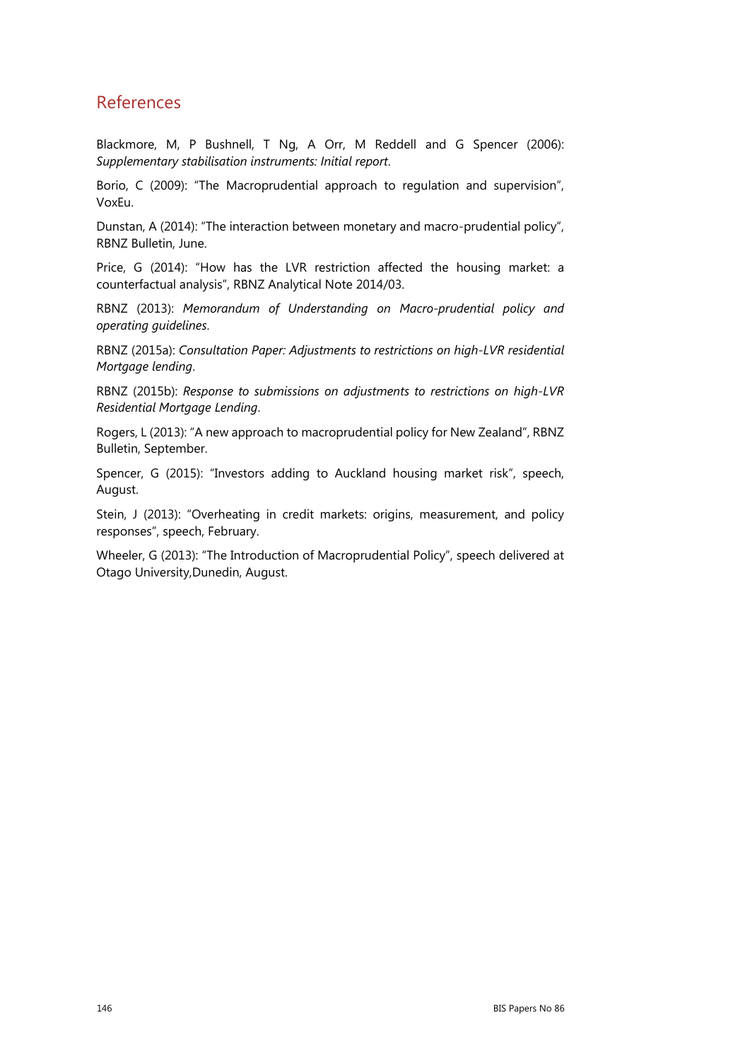## References

Blackmore, M, P Bushnell, T Ng, A Orr, M Reddell and G Spencer (2006): *Supplementary stabilisation instruments: Initial report*.

Borio, C (2009): "The Macroprudential approach to regulation and supervision", VoxEu.

Dunstan, A (2014): "The interaction between monetary and macro-prudential policy", RBNZ Bulletin, June.

Price, G (2014): "How has the LVR restriction affected the housing market: a counterfactual analysis", RBNZ Analytical Note 2014/03.

RBNZ (2013): *Memorandum of Understanding on Macro-prudential policy and operating guidelines*.

RBNZ (2015a): *Consultation Paper: Adjustments to restrictions on high-LVR residential Mortgage lending*.

RBNZ (2015b): *Response to submissions on adjustments to restrictions on high-LVR Residential Mortgage Lending*.

Rogers, L (2013): "A new approach to macroprudential policy for New Zealand", RBNZ Bulletin, September.

Spencer, G (2015): "Investors adding to Auckland housing market risk", speech, August.

Stein, J (2013): "Overheating in credit markets: origins, measurement, and policy responses", speech, February.

Wheeler, G (2013): "The Introduction of Macroprudential Policy", speech delivered at Otago University,Dunedin, August.